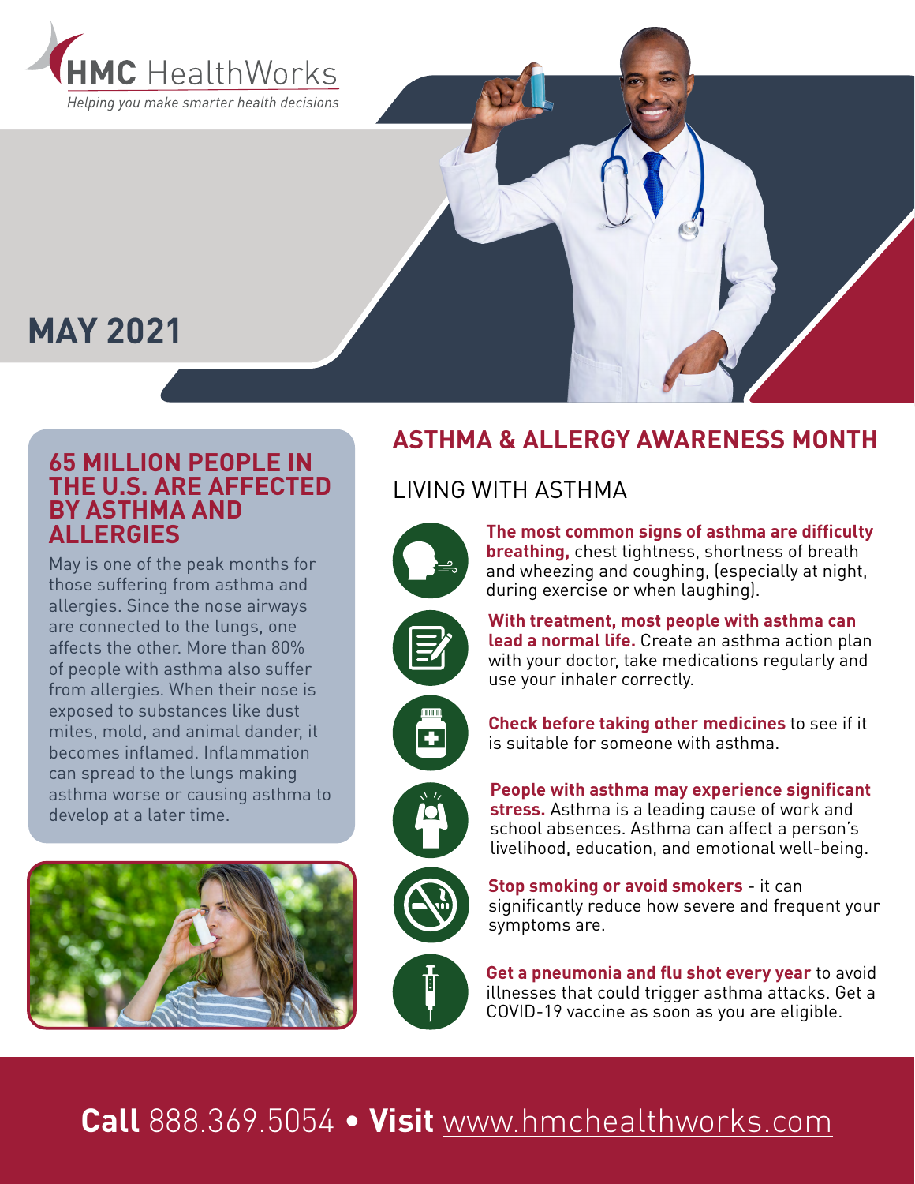**HMC HealthWorks**

*Helping you make smarter health decisions*

# MAY 2021

## 65 MILLION PEOPLE IN THE U.S. ARE AFFECTED BY ASTHMA AND ALLERGIES

May is one of the peak months for those suffering from asthma and allergies. Since the nose airways are connected to the lungs, one affects the other. More than 80% of people with asthma also suffer from allergies. When their nose is exposed to substances like dust mites, mold, and animal dander, it becomes inflamed. Inflammation can spread to the lungs making asthma worse or causing asthma to develop at a later time.

## ASTHMA & ALLERGY AWARENESS MONTH

### LIVING WITH ASTHMA

**The most common signs of asthma are difficulty breathing,** chest tightness, shortness of breath and wheezing and coughing, (especially at night, during exercise or when laughing).

**With treatment, most people with asthma can lead a normal life.** Create an asthma action plan with your doctor, take medications regularly and use your inhaler correctly.

**Check before taking other medicines** to see if it is suitable for someone with asthma.

**People with asthma may experience significant stress.** Asthma is a leading cause of work and school absences. Asthma can affect a person's livelihood, education, and emotional well-being.

**Stop smoking or avoid smokers** - it can significantly reduce how severe and frequent your symptoms are.

**Get a pneumonia and flu shot every year** to avoid illnesses that could trigger asthma attacks. Get a COVID-19 vaccine as soon as you are eligible.

**Call** 888.369.5054 • **Visit** www.hmchealthworks.com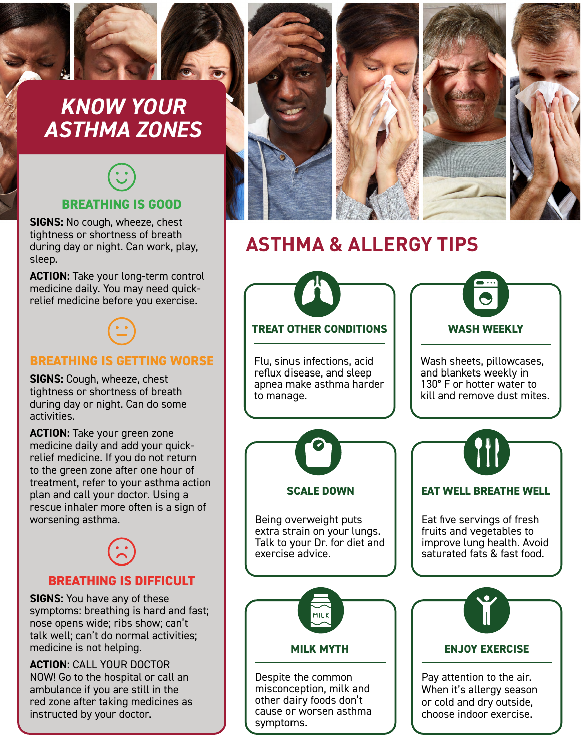# KNOW YOUR ASTHMA ZONES

### BREATHING IS GOOD

**SIGNS:** No cough, wheeze, chest tightness or shortness of breath during day or night. Can work, play, sleep.

**ACTION:** Take your long-term control medicine daily. You may need quick-relief medicine before you exercise.

### BREATHING IS GETTING WORSE

**SIGNS:** Cough, wheeze, chest tightness or shortness of breath during day or night. Can do some activities.

**ACTION:** Take your green zone medicine daily and add your quick-relief medicine. If you do not return to the green zone after one hour of treatment, refer to your asthma action plan and call your doctor. Using a rescue inhaler more often is a sign of worsening asthma.

### BREATHING IS DIFFICULT

**SIGNS:** You have any of these symptoms: breathing is hard and fast; nose opens wide; ribs show; can't talk well; can't do normal activities; medicine is not helping.

**ACTION:** CALL YOUR DOCTOR NOW! Go to the hospital or call an ambulance if you are still in the red zone after taking medicines as instructed by your doctor.

# ASTHMA & ALLERGY TIPS

### TREAT OTHER CONDITIONS

Flu, sinus infections, acid reflux disease, and sleep apnea make asthma harder to manage.

### WASH WEEKLY

Wash sheets, pillowcases, and blankets weekly in 130° F or hotter water to kill and remove dust mites.

### SCALE DOWN

Being overweight puts extra strain on your lungs. Talk to your Dr. for diet and exercise advice.

### EAT WELL BREATHE WELL

Eat five servings of fresh fruits and vegetables to improve lung health. Avoid saturated fats & fast food.

### MILK MYTH

Despite the common misconception, milk and other dairy foods don't cause or worsen asthma symptoms.

### ENJOY EXERCISE

Pay attention to the air. When it's allergy season or cold and dry outside, choose indoor exercise.